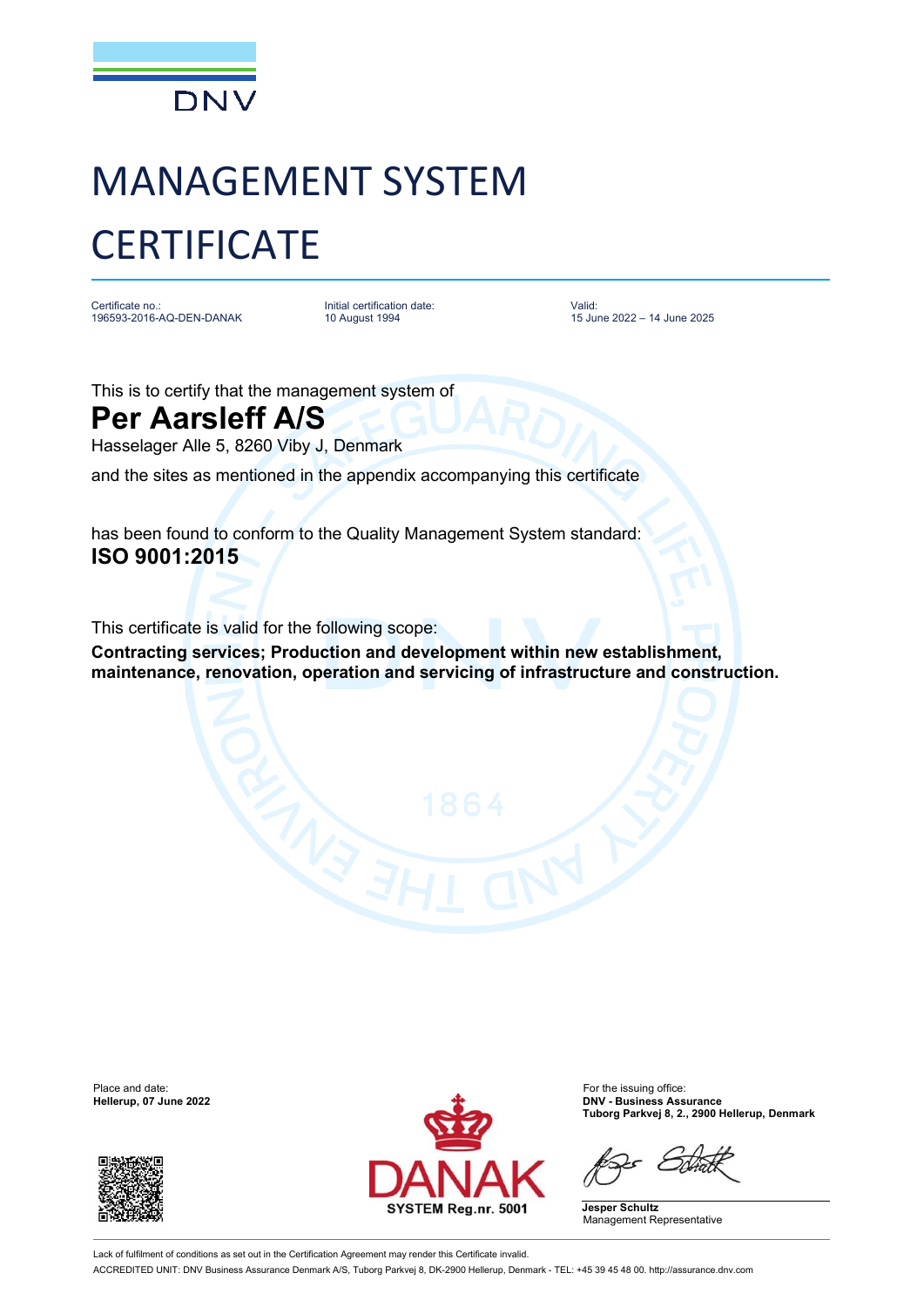DNV

# MANAGEMENT SYSTEM CERTIFICATE

Certificate no.:
196593-2016-AQ-DEN-DANAK

Initial certification date:
10 August 1994

Valid:
15 June 2022 – 14 June 2025

This is to certify that the management system of

## Per Aarsleff A/S

Hasselager Alle 5, 8260 Viby J, Denmark

and the sites as mentioned in the appendix accompanying this certificate

has been found to conform to the Quality Management System standard:

**ISO 9001:2015**

This certificate is valid for the following scope:

**Contracting services; Production and development within new establishment, maintenance, renovation, operation and servicing of infrastructure and construction.**

Place and date:
**Hellerup, 07 June 2022**

DANAK
SYSTEM Reg.nr. 5001

For the issuing office:
**DNV - Business Assurance**
**Tuborg Parkvej 8, 2., 2900 Hellerup, Denmark**

**Jesper Schultz**
Management Representative

Lack of fulfilment of conditions as set out in the Certification Agreement may render this Certificate invalid.
ACCREDITED UNIT: DNV Business Assurance Denmark A/S, Tuborg Parkvej 8, DK-2900 Hellerup, Denmark - TEL: +45 39 45 48 00. http://assurance.dnv.com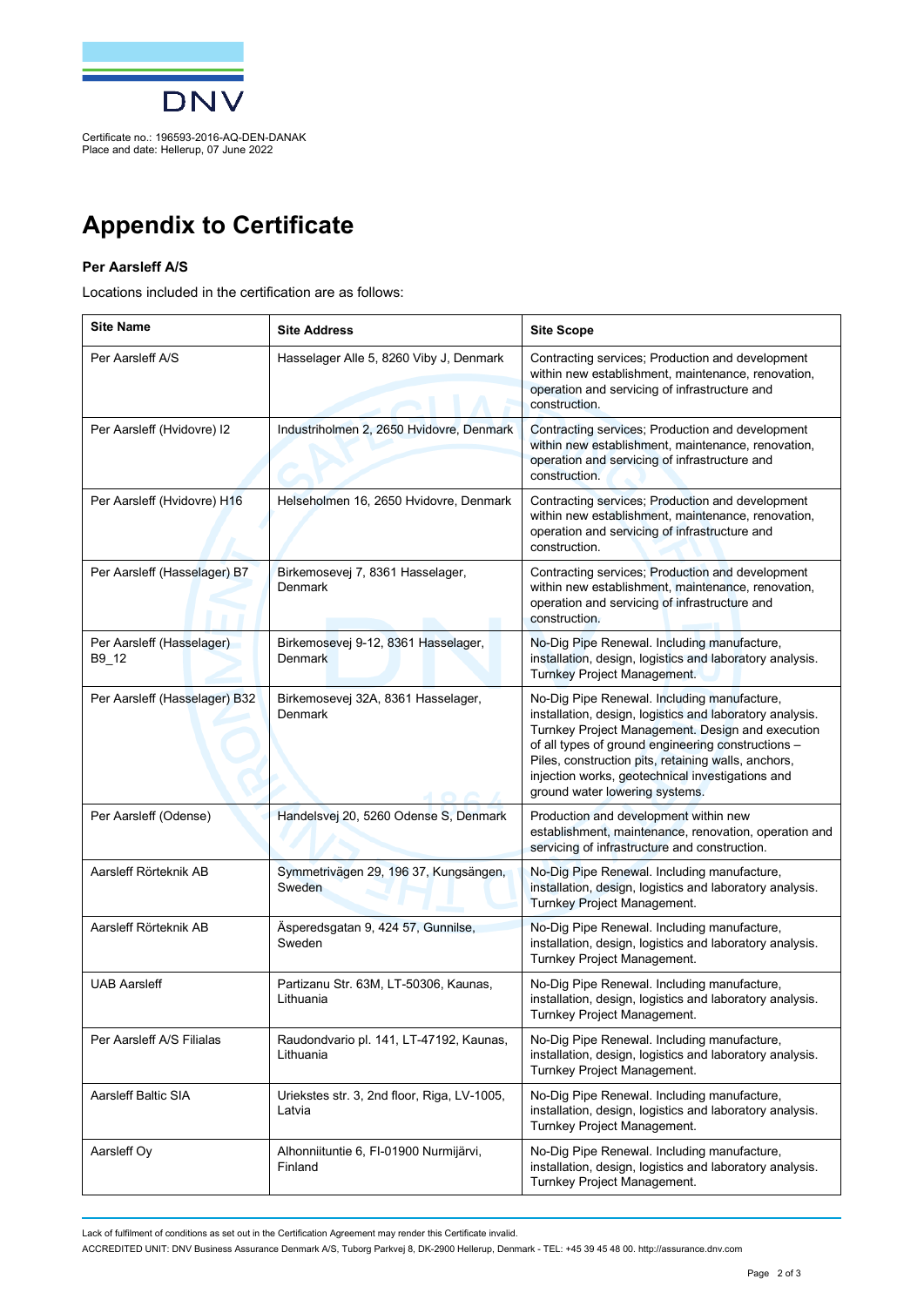Certificate no.: 196593-2016-AQ-DEN-DANAK
Place and date: Hellerup, 07 June 2022

# Appendix to Certificate

**Per Aarsleff A/S**

Locations included in the certification are as follows:

| Site Name | Site Address | Site Scope |
|---|---|---|
| Per Aarsleff A/S | Hasselager Alle 5, 8260 Viby J, Denmark | Contracting services; Production and development within new establishment, maintenance, renovation, operation and servicing of infrastructure and construction. |
| Per Aarsleff (Hvidovre) I2 | Industriholmen 2, 2650 Hvidovre, Denmark | Contracting services; Production and development within new establishment, maintenance, renovation, operation and servicing of infrastructure and construction. |
| Per Aarsleff (Hvidovre) H16 | Helseholmen 16, 2650 Hvidovre, Denmark | Contracting services; Production and development within new establishment, maintenance, renovation, operation and servicing of infrastructure and construction. |
| Per Aarsleff (Hasselager) B7 | Birkemosevej 7, 8361 Hasselager, Denmark | Contracting services; Production and development within new establishment, maintenance, renovation, operation and servicing of infrastructure and construction. |
| Per Aarsleff (Hasselager) B9_12 | Birkemosevej 9-12, 8361 Hasselager, Denmark | No-Dig Pipe Renewal. Including manufacture, installation, design, logistics and laboratory analysis. Turnkey Project Management. |
| Per Aarsleff (Hasselager) B32 | Birkemosevej 32A, 8361 Hasselager, Denmark | No-Dig Pipe Renewal. Including manufacture, installation, design, logistics and laboratory analysis. Turnkey Project Management. Design and execution of all types of ground engineering constructions – Piles, construction pits, retaining walls, anchors, injection works, geotechnical investigations and ground water lowering systems. |
| Per Aarsleff (Odense) | Handelsvej 20, 5260 Odense S, Denmark | Production and development within new establishment, maintenance, renovation, operation and servicing of infrastructure and construction. |
| Aarsleff Rörteknik AB | Symmetrivägen 29, 196 37, Kungsängen, Sweden | No-Dig Pipe Renewal. Including manufacture, installation, design, logistics and laboratory analysis. Turnkey Project Management. |
| Aarsleff Rörteknik AB | Äsperedsgatan 9, 424 57, Gunnilse, Sweden | No-Dig Pipe Renewal. Including manufacture, installation, design, logistics and laboratory analysis. Turnkey Project Management. |
| UAB Aarsleff | Partizanu Str. 63M, LT-50306, Kaunas, Lithuania | No-Dig Pipe Renewal. Including manufacture, installation, design, logistics and laboratory analysis. Turnkey Project Management. |
| Per Aarsleff A/S Filialas | Raudondvario pl. 141, LT-47192, Kaunas, Lithuania | No-Dig Pipe Renewal. Including manufacture, installation, design, logistics and laboratory analysis. Turnkey Project Management. |
| Aarsleff Baltic SIA | Uriekstes str. 3, 2nd floor, Riga, LV-1005, Latvia | No-Dig Pipe Renewal. Including manufacture, installation, design, logistics and laboratory analysis. Turnkey Project Management. |
| Aarsleff Oy | Alhonniituntie 6, FI-01900 Nurmijärvi, Finland | No-Dig Pipe Renewal. Including manufacture, installation, design, logistics and laboratory analysis. Turnkey Project Management. |

Lack of fulfilment of conditions as set out in the Certification Agreement may render this Certificate invalid.

ACCREDITED UNIT: DNV Business Assurance Denmark A/S, Tuborg Parkvej 8, DK-2900 Hellerup, Denmark - TEL: +45 39 45 48 00. http://assurance.dnv.com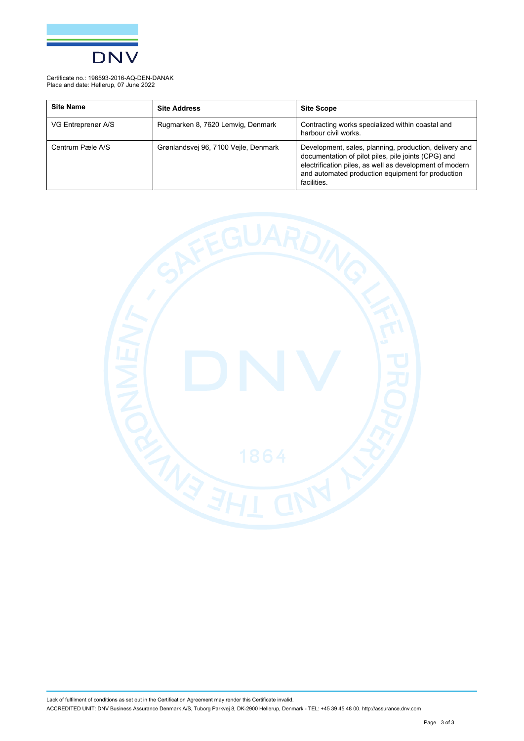Certificate no.: 196593-2016-AQ-DEN-DANAK
Place and date: Hellerup, 07 June 2022

| Site Name | Site Address | Site Scope |
|---|---|---|
| VG Entreprenør A/S | Rugmarken 8, 7620 Lemvig, Denmark | Contracting works specialized within coastal and harbour civil works. |
| Centrum Pæle A/S | Grønlandsvej 96, 7100 Vejle, Denmark | Development, sales, planning, production, delivery and documentation of pilot piles, pile joints (CPG) and electrification piles, as well as development of modern and automated production equipment for production facilities. |

Lack of fulfilment of conditions as set out in the Certification Agreement may render this Certificate invalid.

ACCREDITED UNIT: DNV Business Assurance Denmark A/S, Tuborg Parkvej 8, DK-2900 Hellerup, Denmark - TEL: +45 39 45 48 00. http://assurance.dnv.com